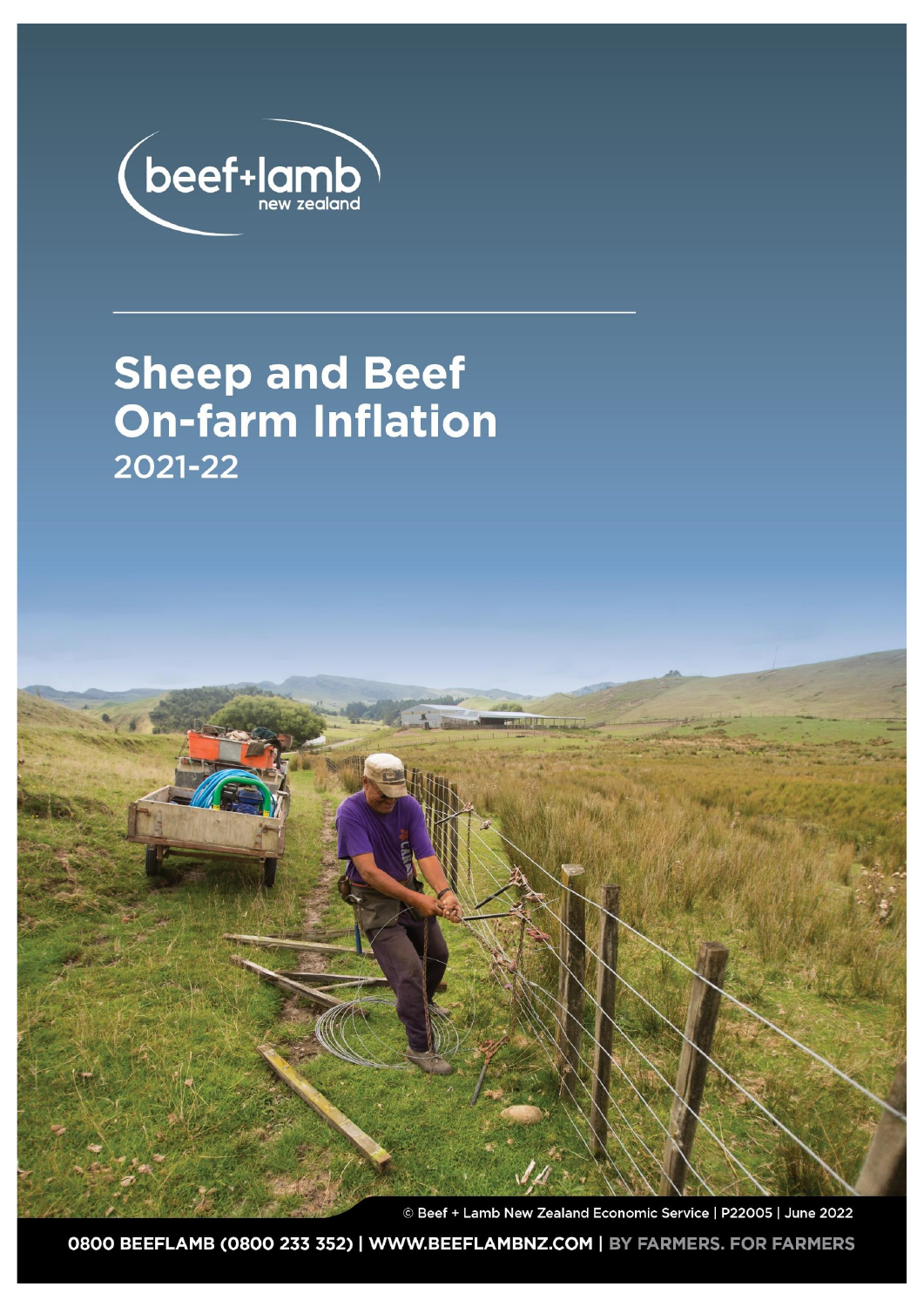beef+lamb
new zealand

# Sheep and Beef On-farm Inflation

## 2021-22

© Beef + Lamb New Zealand Economic Service | P22005 | June 2022

0800 BEEFLAMB (0800 233 352) | WWW.BEEFLAMBNZ.COM | BY FARMERS. FOR FARMERS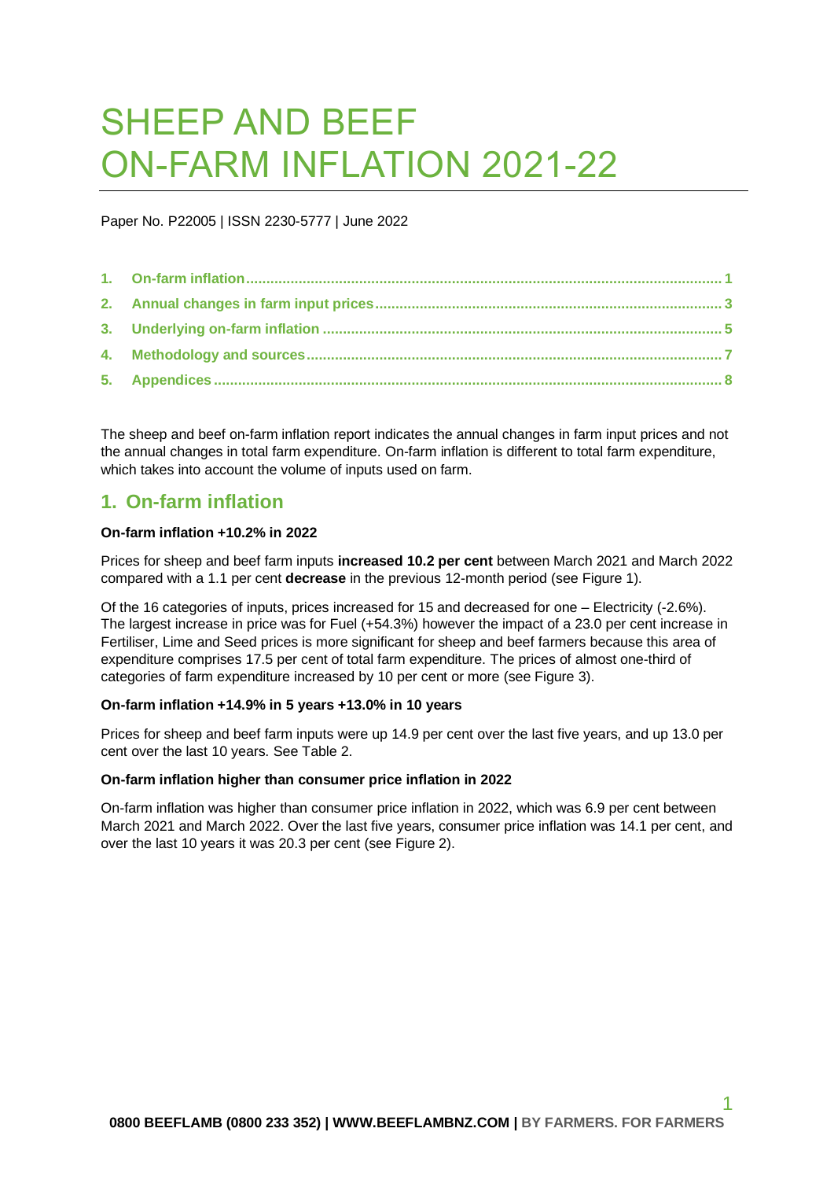# SHEEP AND BEEF ON-FARM INFLATION 2021-22

Paper No. P22005 | ISSN 2230-5777 | June 2022

1. On-farm inflation ........ 1
2. Annual changes in farm input prices ........ 3
3. Underlying on-farm inflation ........ 5
4. Methodology and sources ........ 7
5. Appendices ........ 8

The sheep and beef on-farm inflation report indicates the annual changes in farm input prices and not the annual changes in total farm expenditure. On-farm inflation is different to total farm expenditure, which takes into account the volume of inputs used on farm.

## 1. On-farm inflation

**On-farm inflation +10.2% in 2022**

Prices for sheep and beef farm inputs **increased 10.2 per cent** between March 2021 and March 2022 compared with a 1.1 per cent **decrease** in the previous 12-month period (see Figure 1).

Of the 16 categories of inputs, prices increased for 15 and decreased for one – Electricity (-2.6%). The largest increase in price was for Fuel (+54.3%) however the impact of a 23.0 per cent increase in Fertiliser, Lime and Seed prices is more significant for sheep and beef farmers because this area of expenditure comprises 17.5 per cent of total farm expenditure. The prices of almost one-third of categories of farm expenditure increased by 10 per cent or more (see Figure 3).

**On-farm inflation +14.9% in 5 years +13.0% in 10 years**

Prices for sheep and beef farm inputs were up 14.9 per cent over the last five years, and up 13.0 per cent over the last 10 years. See Table 2.

**On-farm inflation higher than consumer price inflation in 2022**

On-farm inflation was higher than consumer price inflation in 2022, which was 6.9 per cent between March 2021 and March 2022. Over the last five years, consumer price inflation was 14.1 per cent, and over the last 10 years it was 20.3 per cent (see Figure 2).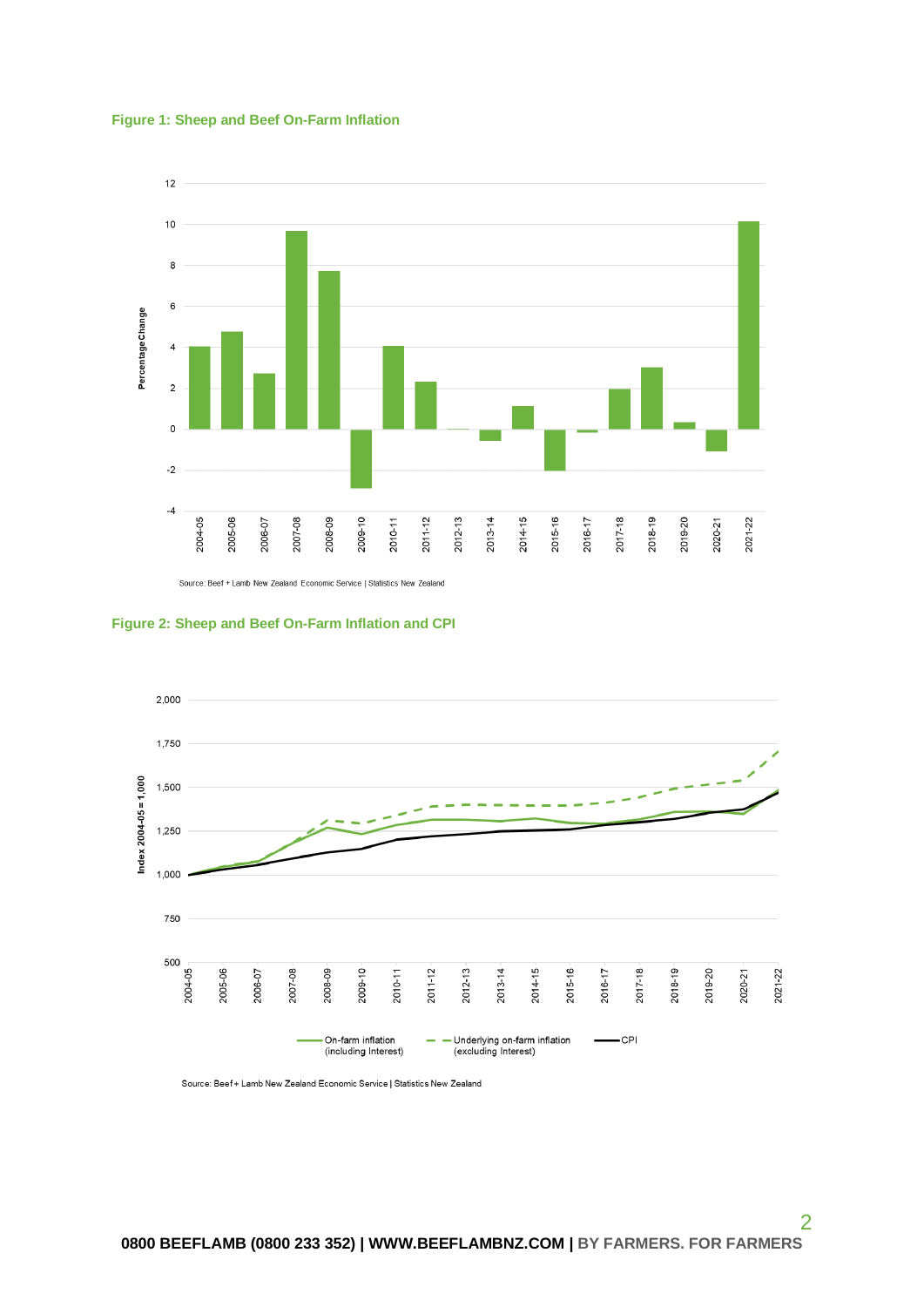**Figure 1: Sheep and Beef On-Farm Inflation**

Source: Beef + Lamb New Zealand Economic Service | Statistics New Zealand

**Figure 2: Sheep and Beef On-Farm Inflation and CPI**

Source: Beef + Lamb New Zealand Economic Service | Statistics New Zealand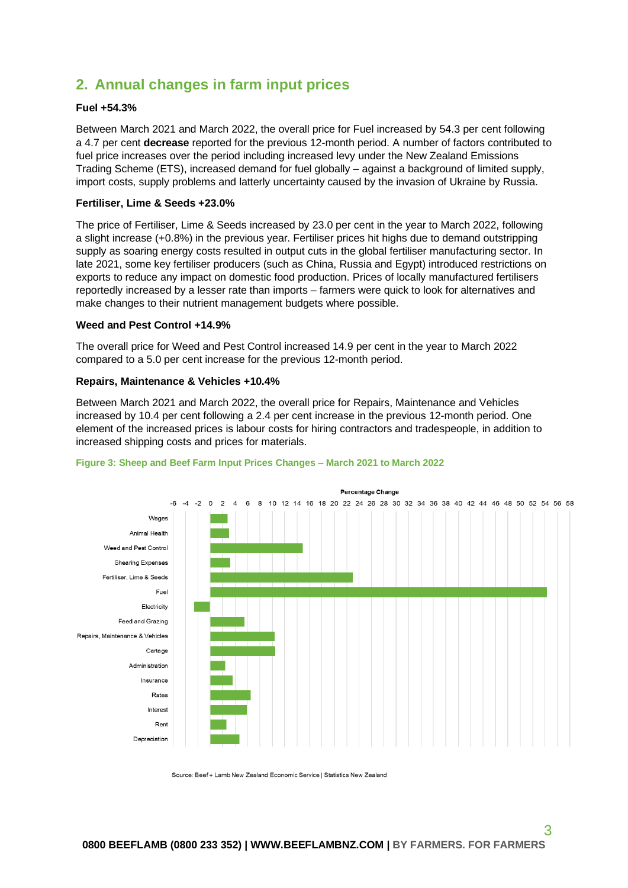## 2. Annual changes in farm input prices

**Fuel +54.3%**

Between March 2021 and March 2022, the overall price for Fuel increased by 54.3 per cent following a 4.7 per cent **decrease** reported for the previous 12-month period. A number of factors contributed to fuel price increases over the period including increased levy under the New Zealand Emissions Trading Scheme (ETS), increased demand for fuel globally – against a background of limited supply, import costs, supply problems and latterly uncertainty caused by the invasion of Ukraine by Russia.

**Fertiliser, Lime & Seeds +23.0%**

The price of Fertiliser, Lime & Seeds increased by 23.0 per cent in the year to March 2022, following a slight increase (+0.8%) in the previous year. Fertiliser prices hit highs due to demand outstripping supply as soaring energy costs resulted in output cuts in the global fertiliser manufacturing sector. In late 2021, some key fertiliser producers (such as China, Russia and Egypt) introduced restrictions on exports to reduce any impact on domestic food production. Prices of locally manufactured fertilisers reportedly increased by a lesser rate than imports – farmers were quick to look for alternatives and make changes to their nutrient management budgets where possible.

**Weed and Pest Control +14.9%**

The overall price for Weed and Pest Control increased 14.9 per cent in the year to March 2022 compared to a 5.0 per cent increase for the previous 12-month period.

**Repairs, Maintenance & Vehicles +10.4%**

Between March 2021 and March 2022, the overall price for Repairs, Maintenance and Vehicles increased by 10.4 per cent following a 2.4 per cent increase in the previous 12-month period. One element of the increased prices is labour costs for hiring contractors and tradespeople, in addition to increased shipping costs and prices for materials.

**Figure 3: Sheep and Beef Farm Input Prices Changes – March 2021 to March 2022**

Source: Beef + Lamb New Zealand Economic Service | Statistics New Zealand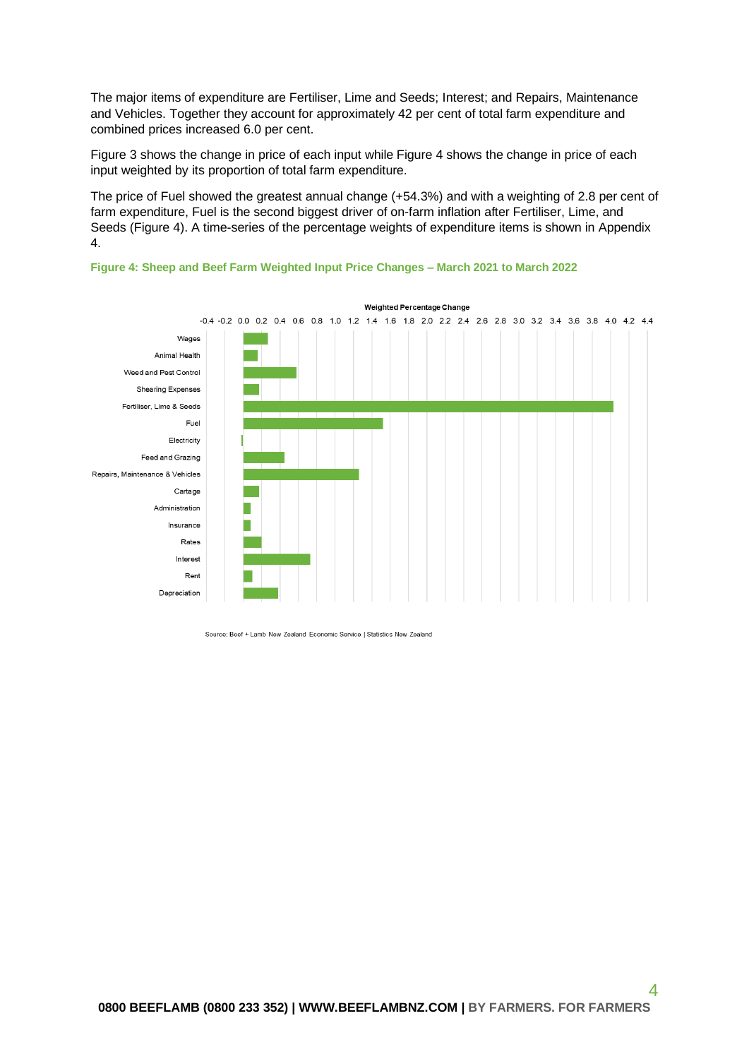The major items of expenditure are Fertiliser, Lime and Seeds; Interest; and Repairs, Maintenance and Vehicles. Together they account for approximately 42 per cent of total farm expenditure and combined prices increased 6.0 per cent.

Figure 3 shows the change in price of each input while Figure 4 shows the change in price of each input weighted by its proportion of total farm expenditure.

The price of Fuel showed the greatest annual change (+54.3%) and with a weighting of 2.8 per cent of farm expenditure, Fuel is the second biggest driver of on-farm inflation after Fertiliser, Lime, and Seeds (Figure 4). A time-series of the percentage weights of expenditure items is shown in Appendix 4.

**Figure 4: Sheep and Beef Farm Weighted Input Price Changes – March 2021 to March 2022**

Weighted Percentage Change

-0.4 -0.2 0.0 0.2 0.4 0.6 0.8 1.0 1.2 1.4 1.6 1.8 2.0 2.2 2.4 2.6 2.8 3.0 3.2 3.4 3.6 3.8 4.0 4.2 4.4

Wages
Animal Health
Weed and Pest Control
Shearing Expenses
Fertiliser, Lime & Seeds
Fuel
Electricity
Feed and Grazing
Repairs, Maintenance & Vehicles
Cartage
Administration
Insurance
Rates
Interest
Rent
Depreciation

Source: Beef + Lamb New Zealand Economic Service | Statistics New Zealand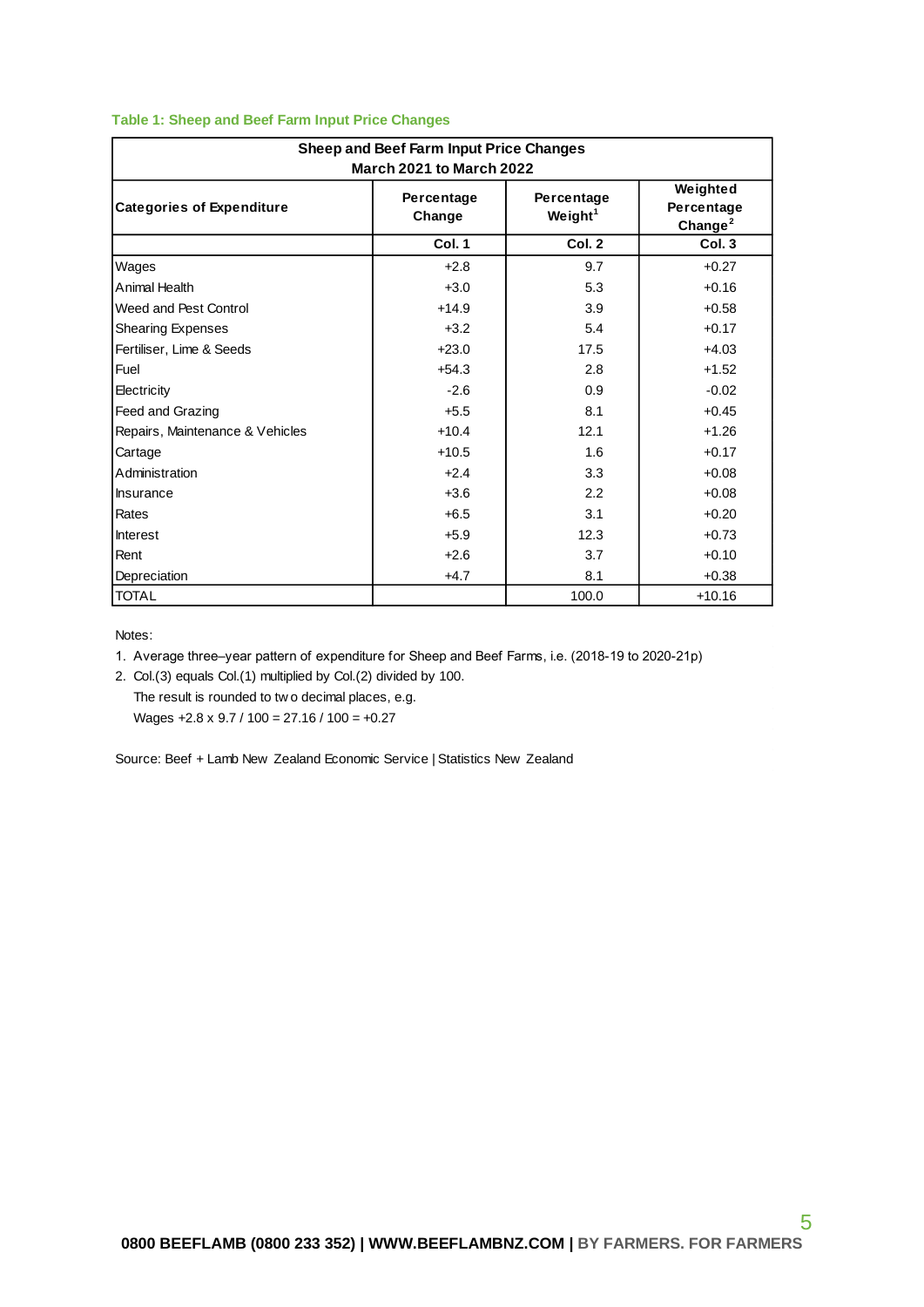**Table 1: Sheep and Beef Farm Input Price Changes**

| Sheep and Beef Farm Input Price Changes<br>March 2021 to March 2022 | | | |
|---|---|---|---|
| **Categories of Expenditure** | **Percentage Change** | **Percentage Weight**[1] | **Weighted Percentage Change**[2] |
| | **Col. 1** | **Col. 2** | **Col. 3** |
| Wages | +2.8 | 9.7 | +0.27 |
| Animal Health | +3.0 | 5.3 | +0.16 |
| Weed and Pest Control | +14.9 | 3.9 | +0.58 |
| Shearing Expenses | +3.2 | 5.4 | +0.17 |
| Fertiliser, Lime & Seeds | +23.0 | 17.5 | +4.03 |
| Fuel | +54.3 | 2.8 | +1.52 |
| Electricity | -2.6 | 0.9 | -0.02 |
| Feed and Grazing | +5.5 | 8.1 | +0.45 |
| Repairs, Maintenance & Vehicles | +10.4 | 12.1 | +1.26 |
| Cartage | +10.5 | 1.6 | +0.17 |
| Administration | +2.4 | 3.3 | +0.08 |
| Insurance | +3.6 | 2.2 | +0.08 |
| Rates | +6.5 | 3.1 | +0.20 |
| Interest | +5.9 | 12.3 | +0.73 |
| Rent | +2.6 | 3.7 | +0.10 |
| Depreciation | +4.7 | 8.1 | +0.38 |
| TOTAL | | 100.0 | +10.16 |

Notes:

1. Average three–year pattern of expenditure for Sheep and Beef Farms, i.e. (2018-19 to 2020-21p)
2. Col.(3) equals Col.(1) multiplied by Col.(2) divided by 100.
   The result is rounded to two decimal places, e.g.
   Wages +2.8 x 9.7 / 100 = 27.16 / 100 = +0.27

Source: Beef + Lamb New Zealand Economic Service | Statistics New Zealand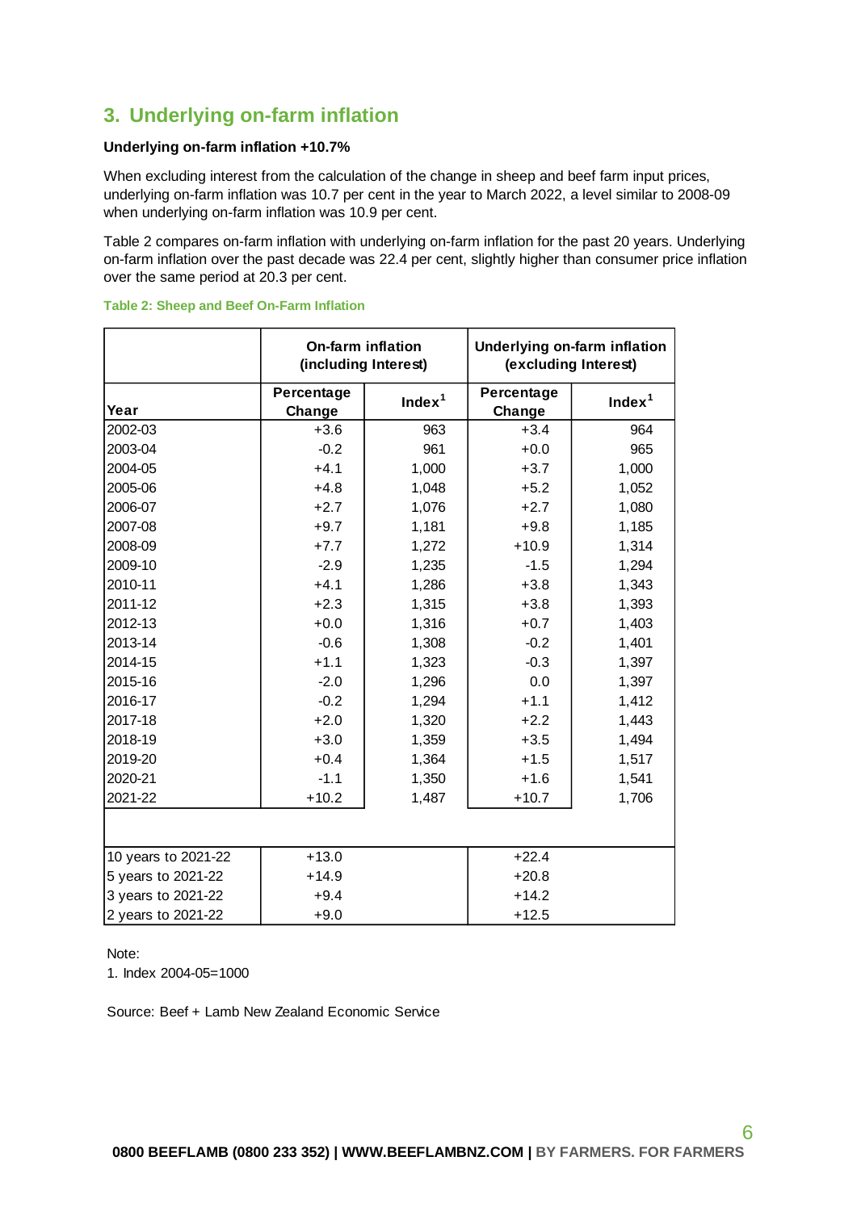## 3. Underlying on-farm inflation

**Underlying on-farm inflation +10.7%**

When excluding interest from the calculation of the change in sheep and beef farm input prices, underlying on-farm inflation was 10.7 per cent in the year to March 2022, a level similar to 2008-09 when underlying on-farm inflation was 10.9 per cent.

Table 2 compares on-farm inflation with underlying on-farm inflation for the past 20 years. Underlying on-farm inflation over the past decade was 22.4 per cent, slightly higher than consumer price inflation over the same period at 20.3 per cent.

**Table 2: Sheep and Beef On-Farm Inflation**

| | On-farm inflation (including Interest) | | Underlying on-farm inflation (excluding Interest) | |
|---|---|---|---|---|
| Year | Percentage Change | Index[1] | Percentage Change | Index[1] |
| 2002-03 | +3.6 | 963 | +3.4 | 964 |
| 2003-04 | -0.2 | 961 | +0.0 | 965 |
| 2004-05 | +4.1 | 1,000 | +3.7 | 1,000 |
| 2005-06 | +4.8 | 1,048 | +5.2 | 1,052 |
| 2006-07 | +2.7 | 1,076 | +2.7 | 1,080 |
| 2007-08 | +9.7 | 1,181 | +9.8 | 1,185 |
| 2008-09 | +7.7 | 1,272 | +10.9 | 1,314 |
| 2009-10 | -2.9 | 1,235 | -1.5 | 1,294 |
| 2010-11 | +4.1 | 1,286 | +3.8 | 1,343 |
| 2011-12 | +2.3 | 1,315 | +3.8 | 1,393 |
| 2012-13 | +0.0 | 1,316 | +0.7 | 1,403 |
| 2013-14 | -0.6 | 1,308 | -0.2 | 1,401 |
| 2014-15 | +1.1 | 1,323 | -0.3 | 1,397 |
| 2015-16 | -2.0 | 1,296 | 0.0 | 1,397 |
| 2016-17 | -0.2 | 1,294 | +1.1 | 1,412 |
| 2017-18 | +2.0 | 1,320 | +2.2 | 1,443 |
| 2018-19 | +3.0 | 1,359 | +3.5 | 1,494 |
| 2019-20 | +0.4 | 1,364 | +1.5 | 1,517 |
| 2020-21 | -1.1 | 1,350 | +1.6 | 1,541 |
| 2021-22 | +10.2 | 1,487 | +10.7 | 1,706 |
| | | | | |
| 10 years to 2021-22 | +13.0 | | +22.4 | |
| 5 years to 2021-22 | +14.9 | | +20.8 | |
| 3 years to 2021-22 | +9.4 | | +14.2 | |
| 2 years to 2021-22 | +9.0 | | +12.5 | |

Note:
1. Index 2004-05=1000

Source: Beef + Lamb New Zealand Economic Service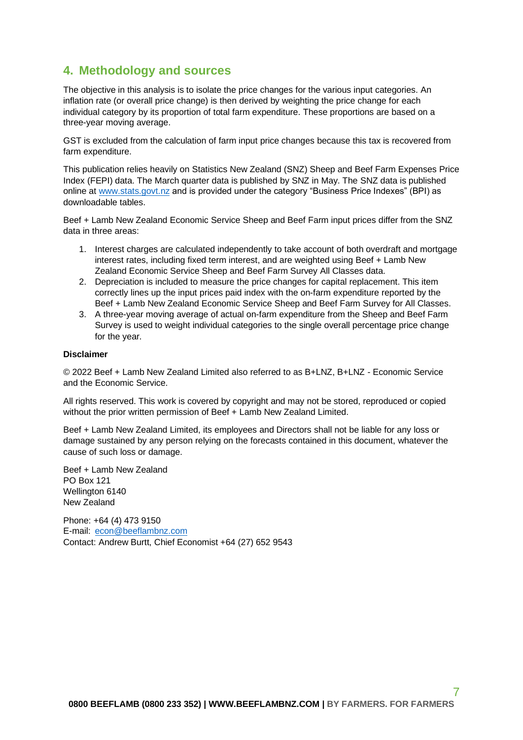## 4. Methodology and sources

The objective in this analysis is to isolate the price changes for the various input categories. An inflation rate (or overall price change) is then derived by weighting the price change for each individual category by its proportion of total farm expenditure. These proportions are based on a three-year moving average.

GST is excluded from the calculation of farm input price changes because this tax is recovered from farm expenditure.

This publication relies heavily on Statistics New Zealand (SNZ) Sheep and Beef Farm Expenses Price Index (FEPI) data. The March quarter data is published by SNZ in May. The SNZ data is published online at [www.stats.govt.nz](http://www.stats.govt.nz) and is provided under the category "Business Price Indexes" (BPI) as downloadable tables.

Beef + Lamb New Zealand Economic Service Sheep and Beef Farm input prices differ from the SNZ data in three areas:

1. Interest charges are calculated independently to take account of both overdraft and mortgage interest rates, including fixed term interest, and are weighted using Beef + Lamb New Zealand Economic Service Sheep and Beef Farm Survey All Classes data.
2. Depreciation is included to measure the price changes for capital replacement. This item correctly lines up the input prices paid index with the on-farm expenditure reported by the Beef + Lamb New Zealand Economic Service Sheep and Beef Farm Survey for All Classes.
3. A three-year moving average of actual on-farm expenditure from the Sheep and Beef Farm Survey is used to weight individual categories to the single overall percentage price change for the year.

**Disclaimer**

© 2022 Beef + Lamb New Zealand Limited also referred to as B+LNZ, B+LNZ - Economic Service and the Economic Service.

All rights reserved. This work is covered by copyright and may not be stored, reproduced or copied without the prior written permission of Beef + Lamb New Zealand Limited.

Beef + Lamb New Zealand Limited, its employees and Directors shall not be liable for any loss or damage sustained by any person relying on the forecasts contained in this document, whatever the cause of such loss or damage.

Beef + Lamb New Zealand
PO Box 121
Wellington 6140
New Zealand

Phone: +64 (4) 473 9150
E-mail: [econ@beeflambnz.com](mailto:econ@beeflambnz.com)
Contact: Andrew Burtt, Chief Economist +64 (27) 652 9543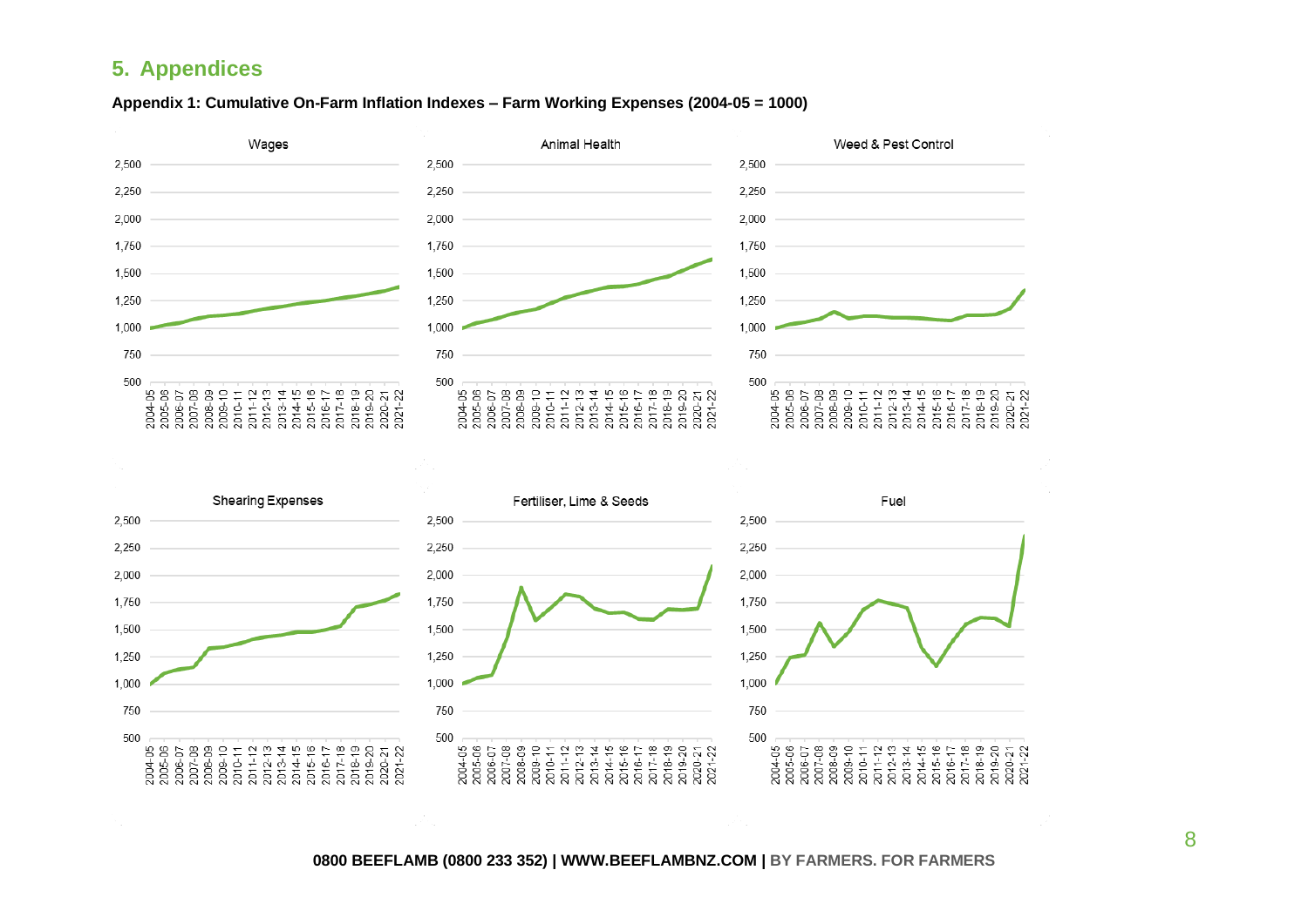## 5. Appendices

**Appendix 1: Cumulative On-Farm Inflation Indexes – Farm Working Expenses (2004-05 = 1000)**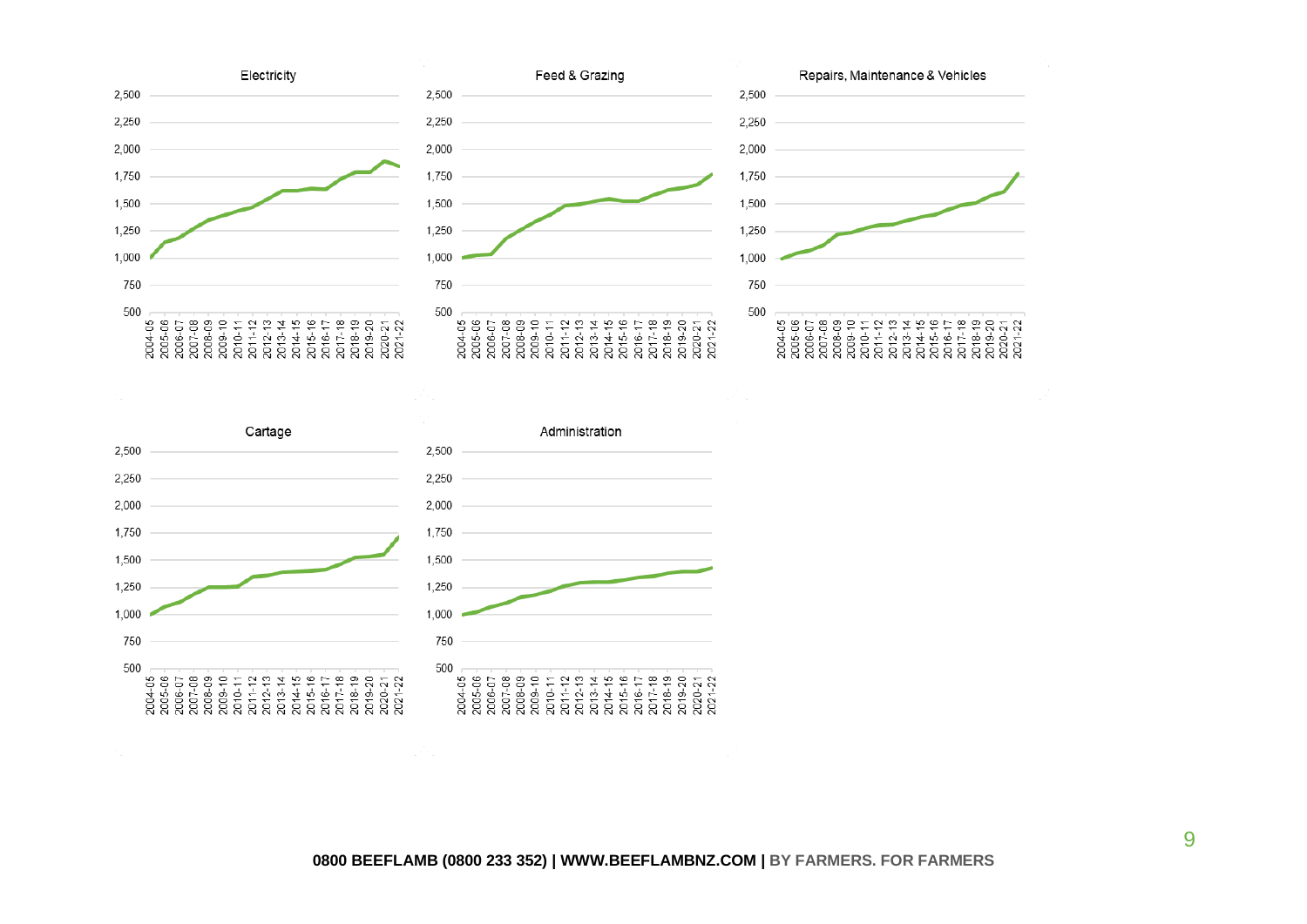Electricity

Feed & Grazing

Repairs, Maintenance & Vehicles

Cartage

Administration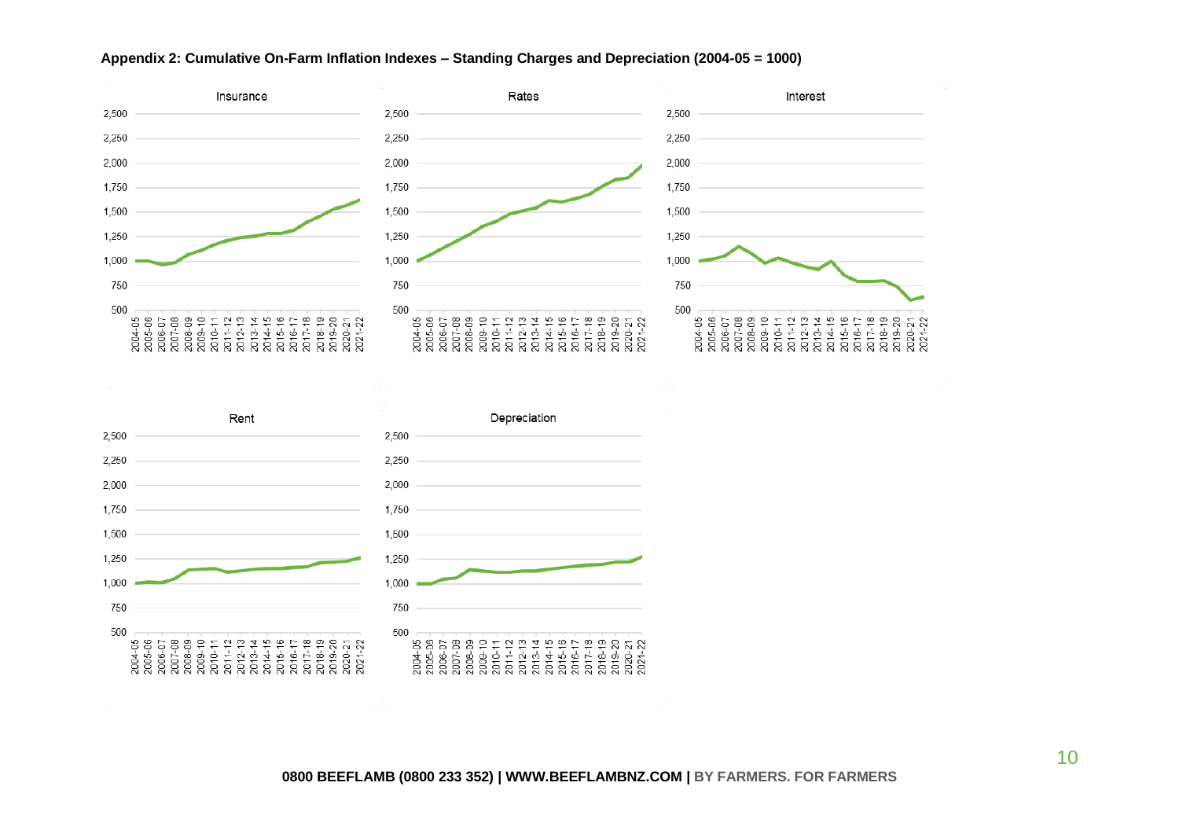**Appendix 2: Cumulative On-Farm Inflation Indexes – Standing Charges and Depreciation (2004-05 = 1000)**

Insurance

Rates

Interest

Rent

Depreciation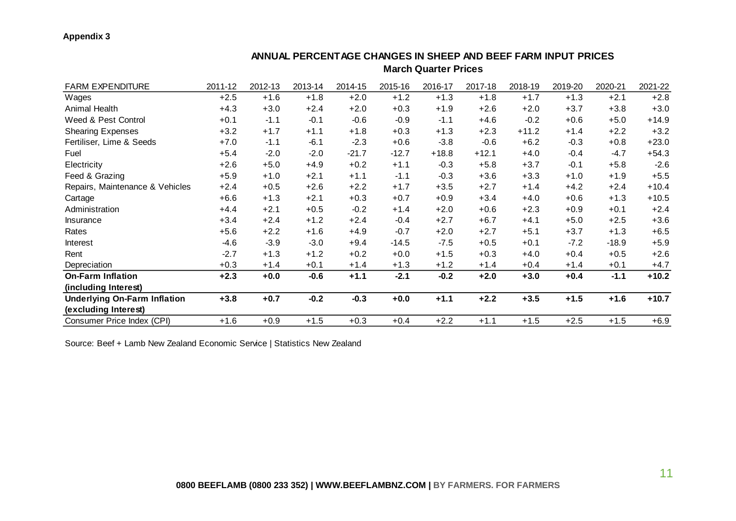**Appendix 3**

## ANNUAL PERCENTAGE CHANGES IN SHEEP AND BEEF FARM INPUT PRICES

### March Quarter Prices

| FARM EXPENDITURE | 2011-12 | 2012-13 | 2013-14 | 2014-15 | 2015-16 | 2016-17 | 2017-18 | 2018-19 | 2019-20 | 2020-21 | 2021-22 |
|---|---|---|---|---|---|---|---|---|---|---|---|
| Wages | +2.5 | +1.6 | +1.8 | +2.0 | +1.2 | +1.3 | +1.8 | +1.7 | +1.3 | +2.1 | +2.8 |
| Animal Health | +4.3 | +3.0 | +2.4 | +2.0 | +0.3 | +1.9 | +2.6 | +2.0 | +3.7 | +3.8 | +3.0 |
| Weed & Pest Control | +0.1 | -1.1 | -0.1 | -0.6 | -0.9 | -1.1 | +4.6 | -0.2 | +0.6 | +5.0 | +14.9 |
| Shearing Expenses | +3.2 | +1.7 | +1.1 | +1.8 | +0.3 | +1.3 | +2.3 | +11.2 | +1.4 | +2.2 | +3.2 |
| Fertiliser, Lime & Seeds | +7.0 | -1.1 | -6.1 | -2.3 | +0.6 | -3.8 | -0.6 | +6.2 | -0.3 | +0.8 | +23.0 |
| Fuel | +5.4 | -2.0 | -2.0 | -21.7 | -12.7 | +18.8 | +12.1 | +4.0 | -0.4 | -4.7 | +54.3 |
| Electricity | +2.6 | +5.0 | +4.9 | +0.2 | +1.1 | -0.3 | +5.8 | +3.7 | -0.1 | +5.8 | -2.6 |
| Feed & Grazing | +5.9 | +1.0 | +2.1 | +1.1 | -1.1 | -0.3 | +3.6 | +3.3 | +1.0 | +1.9 | +5.5 |
| Repairs, Maintenance & Vehicles | +2.4 | +0.5 | +2.6 | +2.2 | +1.7 | +3.5 | +2.7 | +1.4 | +4.2 | +2.4 | +10.4 |
| Cartage | +6.6 | +1.3 | +2.1 | +0.3 | +0.7 | +0.9 | +3.4 | +4.0 | +0.6 | +1.3 | +10.5 |
| Administration | +4.4 | +2.1 | +0.5 | -0.2 | +1.4 | +2.0 | +0.6 | +2.3 | +0.9 | +0.1 | +2.4 |
| Insurance | +3.4 | +2.4 | +1.2 | +2.4 | -0.4 | +2.7 | +6.7 | +4.1 | +5.0 | +2.5 | +3.6 |
| Rates | +5.6 | +2.2 | +1.6 | +4.9 | -0.7 | +2.0 | +2.7 | +5.1 | +3.7 | +1.3 | +6.5 |
| Interest | -4.6 | -3.9 | -3.0 | +9.4 | -14.5 | -7.5 | +0.5 | +0.1 | -7.2 | -18.9 | +5.9 |
| Rent | -2.7 | +1.3 | +1.2 | +0.2 | +0.0 | +1.5 | +0.3 | +4.0 | +0.4 | +0.5 | +2.6 |
| Depreciation | +0.3 | +1.4 | +0.1 | +1.4 | +1.3 | +1.2 | +1.4 | +0.4 | +1.4 | +0.1 | +4.7 |
| **On-Farm Inflation (including Interest)** | **+2.3** | **+0.0** | **-0.6** | **+1.1** | **-2.1** | **-0.2** | **+2.0** | **+3.0** | **+0.4** | **-1.1** | **+10.2** |
| **Underlying On-Farm Inflation (excluding Interest)** | **+3.8** | **+0.7** | **-0.2** | **-0.3** | **+0.0** | **+1.1** | **+2.2** | **+3.5** | **+1.5** | **+1.6** | **+10.7** |
| Consumer Price Index (CPI) | +1.6 | +0.9 | +1.5 | +0.3 | +0.4 | +2.2 | +1.1 | +1.5 | +2.5 | +1.5 | +6.9 |

Source: Beef + Lamb New Zealand Economic Service | Statistics New Zealand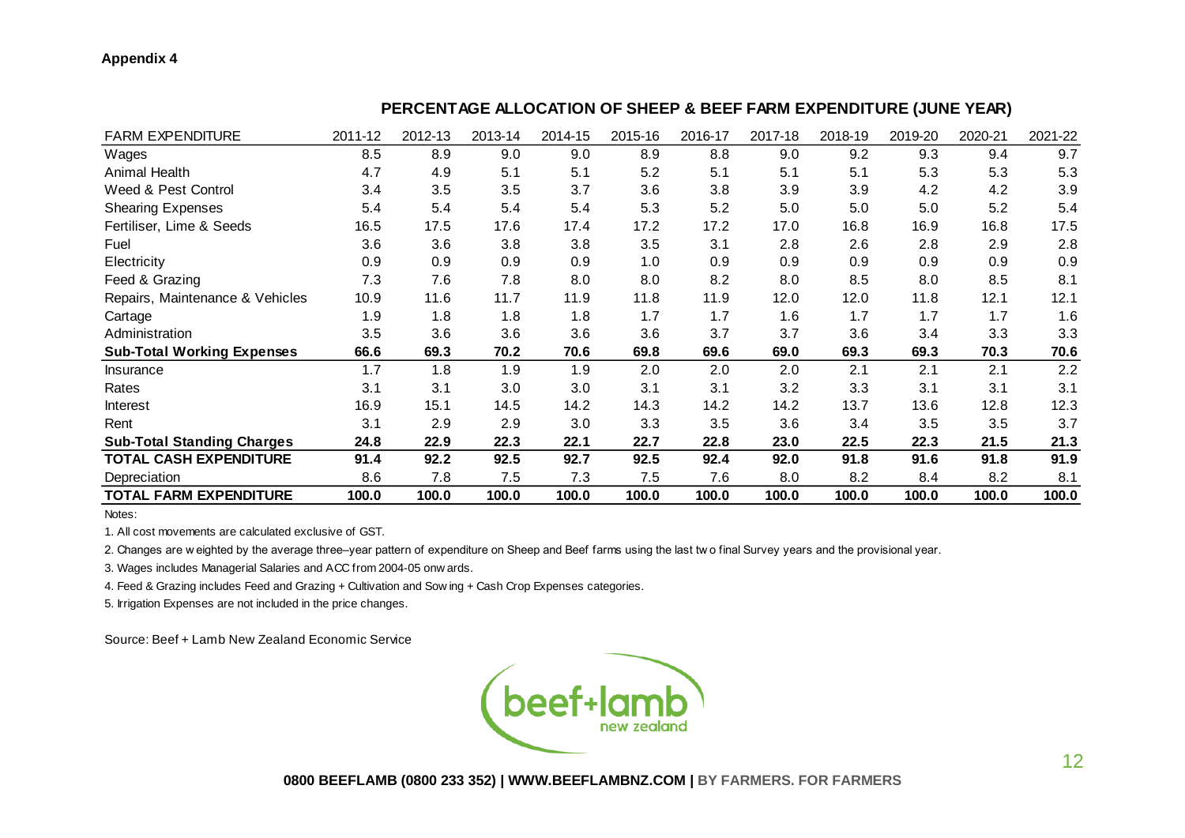**Appendix 4**

## PERCENTAGE ALLOCATION OF SHEEP & BEEF FARM EXPENDITURE (JUNE YEAR)

| FARM EXPENDITURE | 2011-12 | 2012-13 | 2013-14 | 2014-15 | 2015-16 | 2016-17 | 2017-18 | 2018-19 | 2019-20 | 2020-21 | 2021-22 |
|---|---|---|---|---|---|---|---|---|---|---|---|
| Wages | 8.5 | 8.9 | 9.0 | 9.0 | 8.9 | 8.8 | 9.0 | 9.2 | 9.3 | 9.4 | 9.7 |
| Animal Health | 4.7 | 4.9 | 5.1 | 5.1 | 5.2 | 5.1 | 5.1 | 5.1 | 5.3 | 5.3 | 5.3 |
| Weed & Pest Control | 3.4 | 3.5 | 3.5 | 3.7 | 3.6 | 3.8 | 3.9 | 3.9 | 4.2 | 4.2 | 3.9 |
| Shearing Expenses | 5.4 | 5.4 | 5.4 | 5.4 | 5.3 | 5.2 | 5.0 | 5.0 | 5.0 | 5.2 | 5.4 |
| Fertiliser, Lime & Seeds | 16.5 | 17.5 | 17.6 | 17.4 | 17.2 | 17.2 | 17.0 | 16.8 | 16.9 | 16.8 | 17.5 |
| Fuel | 3.6 | 3.6 | 3.8 | 3.8 | 3.5 | 3.1 | 2.8 | 2.6 | 2.8 | 2.9 | 2.8 |
| Electricity | 0.9 | 0.9 | 0.9 | 0.9 | 1.0 | 0.9 | 0.9 | 0.9 | 0.9 | 0.9 | 0.9 |
| Feed & Grazing | 7.3 | 7.6 | 7.8 | 8.0 | 8.0 | 8.2 | 8.0 | 8.5 | 8.0 | 8.5 | 8.1 |
| Repairs, Maintenance & Vehicles | 10.9 | 11.6 | 11.7 | 11.9 | 11.8 | 11.9 | 12.0 | 12.0 | 11.8 | 12.1 | 12.1 |
| Cartage | 1.9 | 1.8 | 1.8 | 1.8 | 1.7 | 1.7 | 1.6 | 1.7 | 1.7 | 1.7 | 1.6 |
| Administration | 3.5 | 3.6 | 3.6 | 3.6 | 3.6 | 3.7 | 3.7 | 3.6 | 3.4 | 3.3 | 3.3 |
| **Sub-Total Working Expenses** | **66.6** | **69.3** | **70.2** | **70.6** | **69.8** | **69.6** | **69.0** | **69.3** | **69.3** | **70.3** | **70.6** |
| Insurance | 1.7 | 1.8 | 1.9 | 1.9 | 2.0 | 2.0 | 2.0 | 2.1 | 2.1 | 2.1 | 2.2 |
| Rates | 3.1 | 3.1 | 3.0 | 3.0 | 3.1 | 3.1 | 3.2 | 3.3 | 3.1 | 3.1 | 3.1 |
| Interest | 16.9 | 15.1 | 14.5 | 14.2 | 14.3 | 14.2 | 14.2 | 13.7 | 13.6 | 12.8 | 12.3 |
| Rent | 3.1 | 2.9 | 2.9 | 3.0 | 3.3 | 3.5 | 3.6 | 3.4 | 3.5 | 3.5 | 3.7 |
| **Sub-Total Standing Charges** | **24.8** | **22.9** | **22.3** | **22.1** | **22.7** | **22.8** | **23.0** | **22.5** | **22.3** | **21.5** | **21.3** |
| **TOTAL CASH EXPENDITURE** | **91.4** | **92.2** | **92.5** | **92.7** | **92.5** | **92.4** | **92.0** | **91.8** | **91.6** | **91.8** | **91.9** |
| Depreciation | 8.6 | 7.8 | 7.5 | 7.3 | 7.5 | 7.6 | 8.0 | 8.2 | 8.4 | 8.2 | 8.1 |
| **TOTAL FARM EXPENDITURE** | **100.0** | **100.0** | **100.0** | **100.0** | **100.0** | **100.0** | **100.0** | **100.0** | **100.0** | **100.0** | **100.0** |

Notes:

1. All cost movements are calculated exclusive of GST.
2. Changes are weighted by the average three–year pattern of expenditure on Sheep and Beef farms using the last two final Survey years and the provisional year.
3. Wages includes Managerial Salaries and ACC from 2004-05 onwards.
4. Feed & Grazing includes Feed and Grazing + Cultivation and Sowing + Cash Crop Expenses categories.
5. Irrigation Expenses are not included in the price changes.

Source: Beef + Lamb New Zealand Economic Service

beef+lamb new zealand

**0800 BEEFLAMB (0800 233 352) | WWW.BEEFLAMBNZ.COM | BY FARMERS. FOR FARMERS**